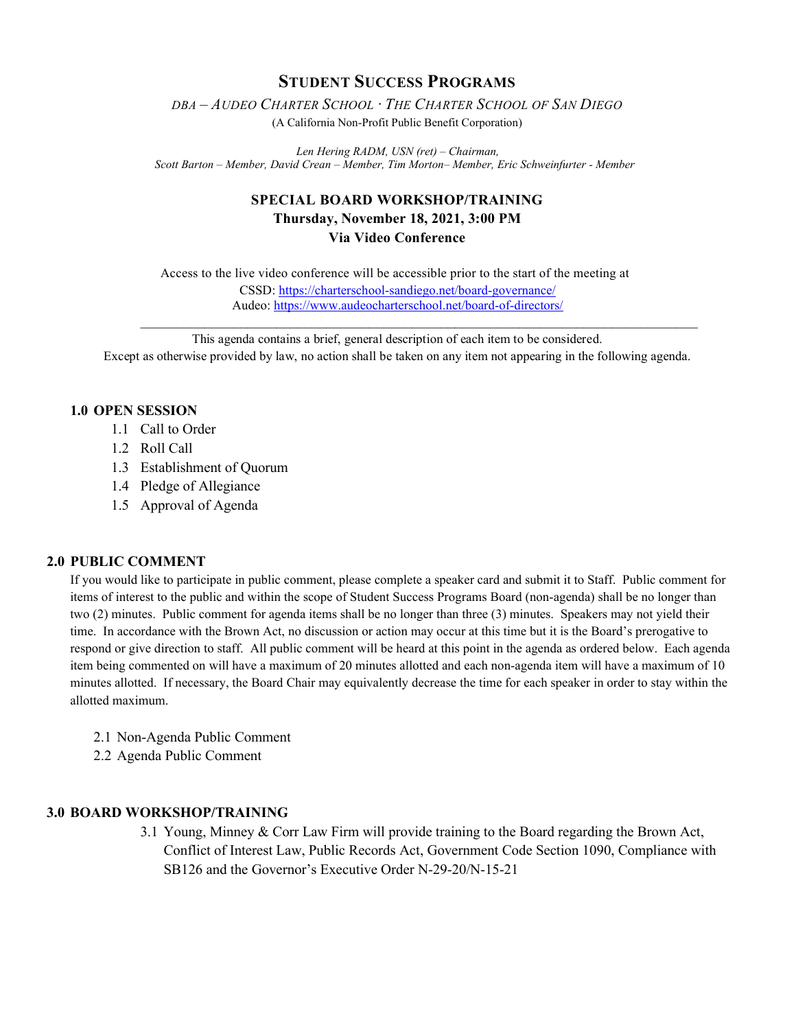# Student Success Programs

*DBA – Audeo Charter School · The Charter School of San Diego*

(A California Non-Profit Public Benefit Corporation)

*Len Hering RADM, USN (ret) – Chairman,*
*Scott Barton – Member, David Crean – Member, Tim Morton– Member, Eric Schweinfurter - Member*

## SPECIAL BOARD WORKSHOP/TRAINING
**Thursday, November 18, 2021, 3:00 PM**
**Via Video Conference**

Access to the live video conference will be accessible prior to the start of the meeting at
CSSD: https://charterschool-sandiego.net/board-governance/
Audeo: https://www.audeocharterschool.net/board-of-directors/

---

This agenda contains a brief, general description of each item to be considered.
Except as otherwise provided by law, no action shall be taken on any item not appearing in the following agenda.

### 1.0 OPEN SESSION

- 1.1 Call to Order
- 1.2 Roll Call
- 1.3 Establishment of Quorum
- 1.4 Pledge of Allegiance
- 1.5 Approval of Agenda

### 2.0 PUBLIC COMMENT

If you would like to participate in public comment, please complete a speaker card and submit it to Staff. Public comment for items of interest to the public and within the scope of Student Success Programs Board (non-agenda) shall be no longer than two (2) minutes. Public comment for agenda items shall be no longer than three (3) minutes. Speakers may not yield their time. In accordance with the Brown Act, no discussion or action may occur at this time but it is the Board's prerogative to respond or give direction to staff. All public comment will be heard at this point in the agenda as ordered below. Each agenda item being commented on will have a maximum of 20 minutes allotted and each non-agenda item will have a maximum of 10 minutes allotted. If necessary, the Board Chair may equivalently decrease the time for each speaker in order to stay within the allotted maximum.

- 2.1 Non-Agenda Public Comment
- 2.2 Agenda Public Comment

### 3.0 BOARD WORKSHOP/TRAINING

- 3.1 Young, Minney & Corr Law Firm will provide training to the Board regarding the Brown Act, Conflict of Interest Law, Public Records Act, Government Code Section 1090, Compliance with SB126 and the Governor's Executive Order N-29-20/N-15-21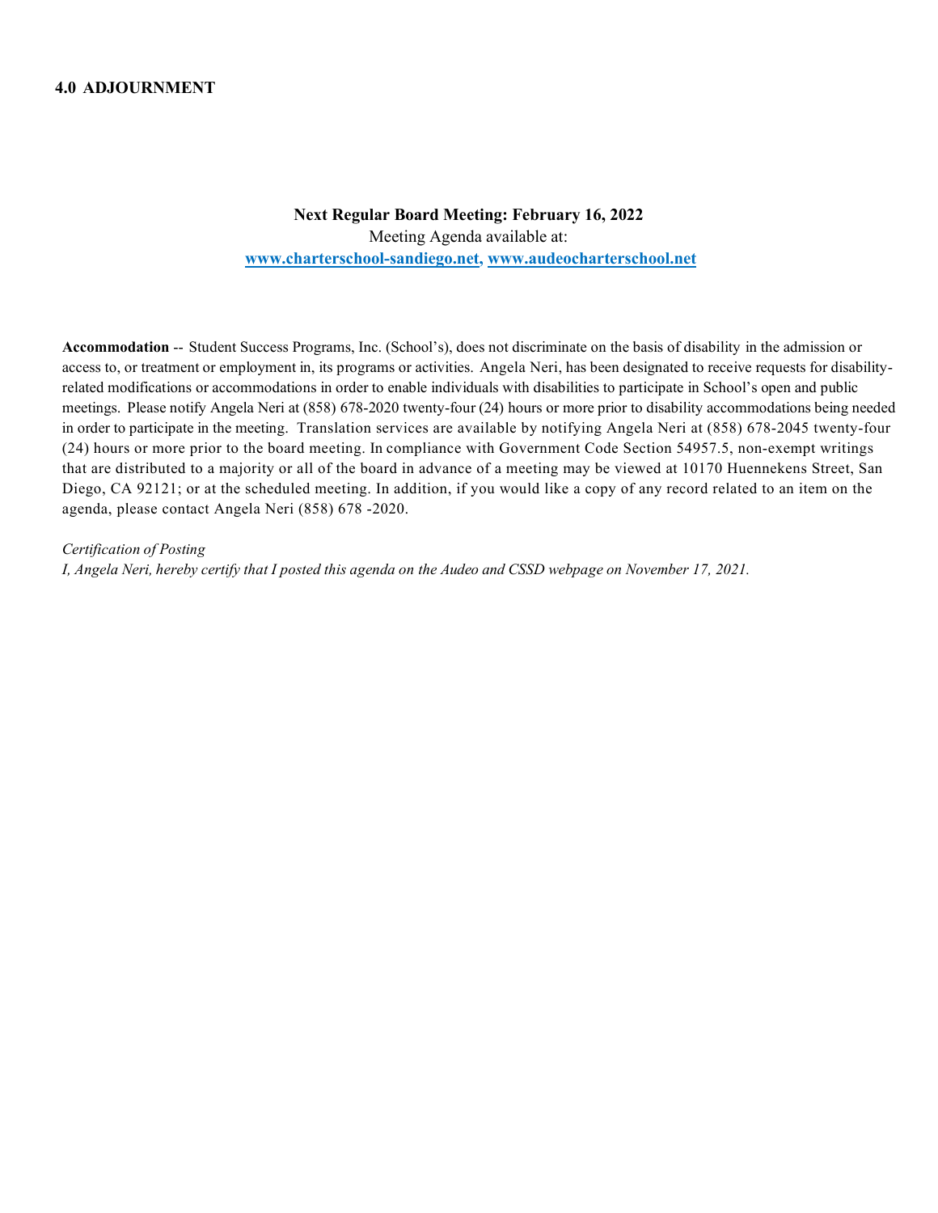## 4.0 ADJOURNMENT

**Next Regular Board Meeting: February 16, 2022**
Meeting Agenda available at:
**www.charterschool-sandiego.net, www.audeocharterschool.net**

**Accommodation** -- Student Success Programs, Inc. (School's), does not discriminate on the basis of disability in the admission or access to, or treatment or employment in, its programs or activities. Angela Neri, has been designated to receive requests for disability-related modifications or accommodations in order to enable individuals with disabilities to participate in School's open and public meetings. Please notify Angela Neri at (858) 678-2020 twenty-four (24) hours or more prior to disability accommodations being needed in order to participate in the meeting. Translation services are available by notifying Angela Neri at (858) 678-2045 twenty-four (24) hours or more prior to the board meeting. In compliance with Government Code Section 54957.5, non-exempt writings that are distributed to a majority or all of the board in advance of a meeting may be viewed at 10170 Huennekens Street, San Diego, CA 92121; or at the scheduled meeting. In addition, if you would like a copy of any record related to an item on the agenda, please contact Angela Neri (858) 678 -2020.

*Certification of Posting*
*I, Angela Neri, hereby certify that I posted this agenda on the Audeo and CSSD webpage on November 17, 2021.*